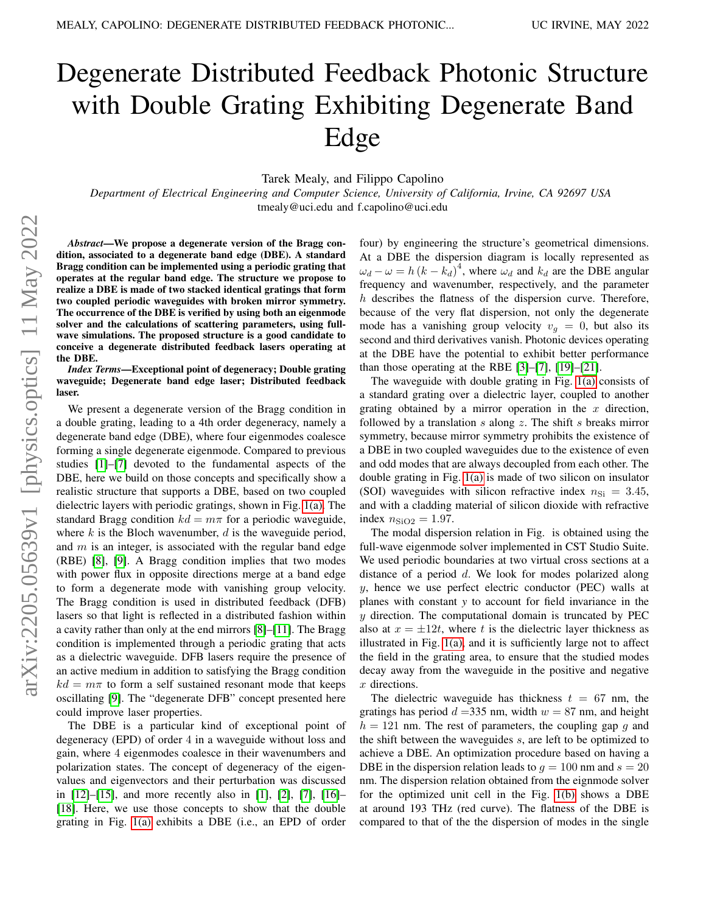# Degenerate Distributed Feedback Photonic Structure with Double Grating Exhibiting Degenerate Band Edge

Tarek Mealy, and Filippo Capolino

*Department of Electrical Engineering and Computer Science, University of California, Irvine, CA 92697 USA*
tmealy@uci.edu and f.capolino@uci.edu

***Abstract*—We propose a degenerate version of the Bragg condition, associated to a degenerate band edge (DBE). A standard Bragg condition can be implemented using a periodic grating that operates at the regular band edge. The structure we propose to realize a DBE is made of two stacked identical gratings that form two coupled periodic waveguides with broken mirror symmetry. The occurrence of the DBE is verified by using both an eigenmode solver and the calculations of scattering parameters, using full-wave simulations. The proposed structure is a good candidate to conceive a degenerate distributed feedback lasers operating at the DBE.**

***Index Terms*—Exceptional point of degeneracy; Double grating waveguide; Degenerate band edge laser; Distributed feedback laser.**

We present a degenerate version of the Bragg condition in a double grating, leading to a 4th order degeneracy, namely a degenerate band edge (DBE), where four eigenmodes coalesce forming a single degenerate eigenmode. Compared to previous studies [1]–[7] devoted to the fundamental aspects of the DBE, here we build on those concepts and specifically show a realistic structure that supports a DBE, based on two coupled dielectric layers with periodic gratings, shown in Fig. 1(a). The standard Bragg condition $kd = m\pi$ for a periodic waveguide, where $k$ is the Bloch wavenumber, $d$ is the waveguide period, and $m$ is an integer, is associated with the regular band edge (RBE) [8], [9]. A Bragg condition implies that two modes with power flux in opposite directions merge at a band edge to form a degenerate mode with vanishing group velocity. The Bragg condition is used in distributed feedback (DFB) lasers so that light is reflected in a distributed fashion within a cavity rather than only at the end mirrors [8]–[11]. The Bragg condition is implemented through a periodic grating that acts as a dielectric waveguide. DFB lasers require the presence of an active medium in addition to satisfying the Bragg condition $kd = m\pi$ to form a self sustained resonant mode that keeps oscillating [9]. The "degenerate DFB" concept presented here could improve laser properties.

The DBE is a particular kind of exceptional point of degeneracy (EPD) of order 4 in a waveguide without loss and gain, where 4 eigenmodes coalesce in their wavenumbers and polarization states. The concept of degeneracy of the eigenvalues and eigenvectors and their perturbation was discussed in [12]–[15], and more recently also in [1], [2], [7], [16]–[18]. Here, we use those concepts to show that the double grating in Fig. 1(a) exhibits a DBE (i.e., an EPD of order four) by engineering the structure's geometrical dimensions. At a DBE the dispersion diagram is locally represented as $\omega_d - \omega = h\left(k - k_d\right)^4$, where $\omega_d$ and $k_d$ are the DBE angular frequency and wavenumber, respectively, and the parameter $h$ describes the flatness of the dispersion curve. Therefore, because of the very flat dispersion, not only the degenerate mode has a vanishing group velocity $v_g = 0$, but also its second and third derivatives vanish. Photonic devices operating at the DBE have the potential to exhibit better performance than those operating at the RBE [3]–[7], [19]–[21].

The waveguide with double grating in Fig. 1(a) consists of a standard grating over a dielectric layer, coupled to another grating obtained by a mirror operation in the $x$ direction, followed by a translation $s$ along $z$. The shift $s$ breaks mirror symmetry, because mirror symmetry prohibits the existence of a DBE in two coupled waveguides due to the existence of even and odd modes that are always decoupled from each other. The double grating in Fig. 1(a) is made of two silicon on insulator (SOI) waveguides with silicon refractive index $n_{\mathrm{Si}} = 3.45$, and with a cladding material of silicon dioxide with refractive index $n_{\mathrm{SiO2}} = 1.97$.

The modal dispersion relation in Fig. is obtained using the full-wave eigenmode solver implemented in CST Studio Suite. We used periodic boundaries at two virtual cross sections at a distance of a period $d$. We look for modes polarized along $y$, hence we use perfect electric conductor (PEC) walls at planes with constant $y$ to account for field invariance in the $y$ direction. The computational domain is truncated by PEC also at $x = \pm 12t$, where $t$ is the dielectric layer thickness as illustrated in Fig. 1(a), and it is sufficiently large not to affect the field in the grating area, to ensure that the studied modes decay away from the waveguide in the positive and negative $x$ directions.

The dielectric waveguide has thickness $t = 67$ nm, the gratings has period $d$ =335 nm, width $w = 87$ nm, and height $h = 121$ nm. The rest of parameters, the coupling gap $g$ and the shift between the waveguides $s$, are left to be optimized to achieve a DBE. An optimization procedure based on having a DBE in the dispersion relation leads to $g = 100$ nm and $s = 20$ nm. The dispersion relation obtained from the eignmode solver for the optimized unit cell in the Fig. 1(b) shows a DBE at around 193 THz (red curve). The flatness of the DBE is compared to that of the the dispersion of modes in the single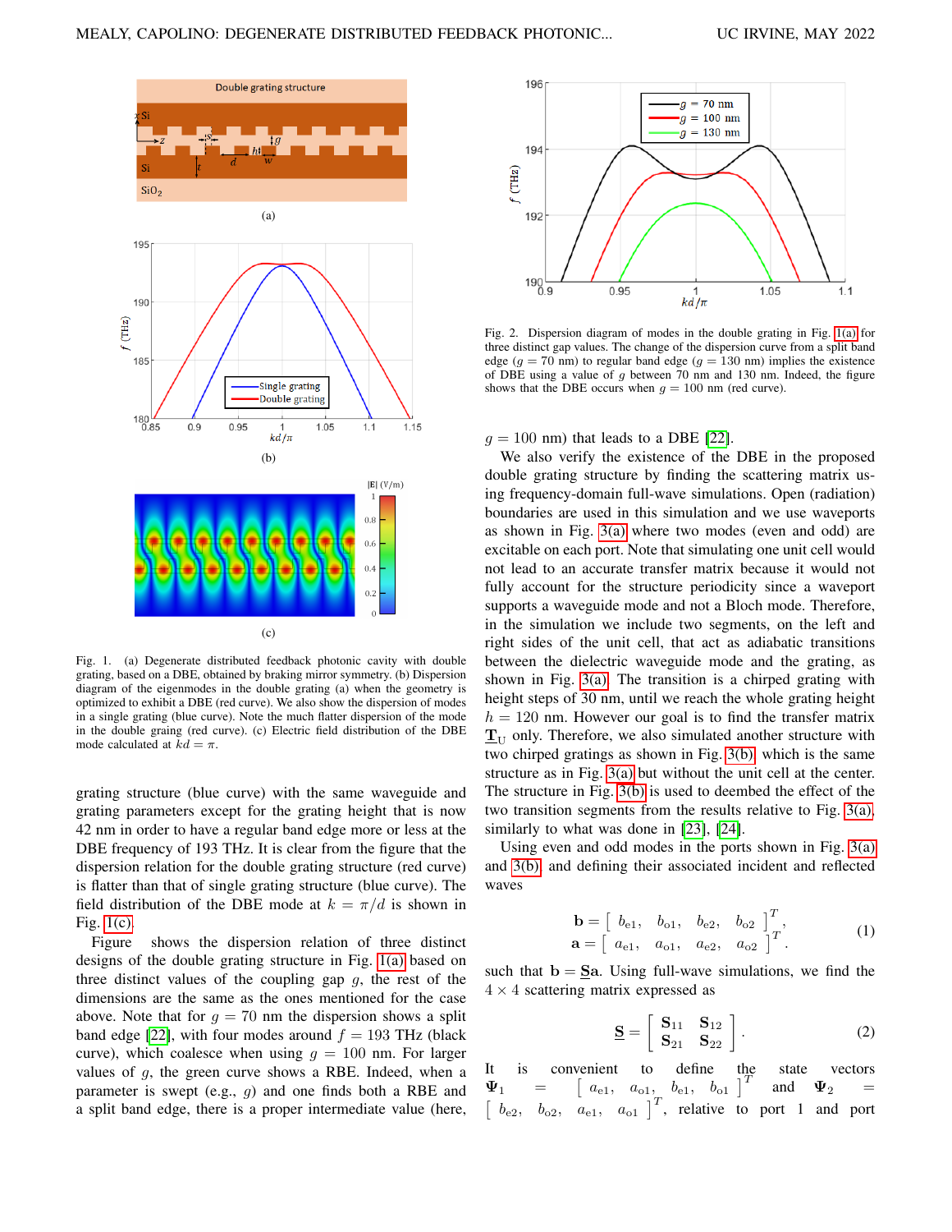Fig. 1. (a) Degenerate distributed feedback photonic cavity with double grating, based on a DBE, obtained by braking mirror symmetry. (b) Dispersion diagram of the eigenmodes in the double grating (a) when the geometry is optimized to exhibit a DBE (red curve). We also show the dispersion of modes in a single grating (blue curve). Note the much flatter dispersion of the mode in the double graing (red curve). (c) Electric field distribution of the DBE mode calculated at $kd = \pi$.

grating structure (blue curve) with the same waveguide and grating parameters except for the grating height that is now 42 nm in order to have a regular band edge more or less at the DBE frequency of 193 THz. It is clear from the figure that the dispersion relation for the double grating structure (red curve) is flatter than that of single grating structure (blue curve). The field distribution of the DBE mode at $k = \pi/d$ is shown in Fig. 1(c).

Figure shows the dispersion relation of three distinct designs of the double grating structure in Fig. 1(a) based on three distinct values of the coupling gap $g$, the rest of the dimensions are the same as the ones mentioned for the case above. Note that for $g = 70$ nm the dispersion shows a split band edge [22], with four modes around $f = 193$ THz (black curve), which coalesce when using $g = 100$ nm. For larger values of $g$, the green curve shows a RBE. Indeed, when a parameter is swept (e.g., $g$) and one finds both a RBE and a split band edge, there is a proper intermediate value (here,

Fig. 2. Dispersion diagram of modes in the double grating in Fig. 1(a) for three distinct gap values. The change of the dispersion curve from a split band edge ($g = 70$ nm) to regular band edge ($g = 130$ nm) implies the existence of DBE using a value of $g$ between 70 nm and 130 nm. Indeed, the figure shows that the DBE occurs when $g = 100$ nm (red curve).

$g = 100$ nm) that leads to a DBE [22].

We also verify the existence of the DBE in the proposed double grating structure by finding the scattering matrix using frequency-domain full-wave simulations. Open (radiation) boundaries are used in this simulation and we use waveports as shown in Fig. 3(a) where two modes (even and odd) are excitable on each port. Note that simulating one unit cell would not lead to an accurate transfer matrix because it would not fully account for the structure periodicity since a waveport supports a waveguide mode and not a Bloch mode. Therefore, in the simulation we include two segments, on the left and right sides of the unit cell, that act as adiabatic transitions between the dielectric waveguide mode and the grating, as shown in Fig. 3(a). The transition is a chirped grating with height steps of 30 nm, until we reach the whole grating height $h = 120$ nm. However our goal is to find the transfer matrix $\underline{\mathbf{T}}_{\mathrm{U}}$ only. Therefore, we also simulated another structure with two chirped gratings as shown in Fig. 3(b) which is the same structure as in Fig. 3(a) but without the unit cell at the center. The structure in Fig. 3(b) is used to deembed the effect of the two transition segments from the results relative to Fig. 3(a), similarly to what was done in [23], [24].

Using even and odd modes in the ports shown in Fig. 3(a) and 3(b) and defining their associated incident and reflected waves

$$
\begin{aligned}
\mathbf{b} &= \begin{bmatrix} b_{\mathrm{e}1}, & b_{\mathrm{o}1}, & b_{\mathrm{e}2}, & b_{\mathrm{o}2} \end{bmatrix}^T, \\
\mathbf{a} &= \begin{bmatrix} a_{\mathrm{e}1}, & a_{\mathrm{o}1}, & a_{\mathrm{e}2}, & a_{\mathrm{o}2} \end{bmatrix}^T.
\end{aligned} \tag{1}
$$

such that $\mathbf{b} = \underline{\mathbf{S}}\mathbf{a}$. Using full-wave simulations, we find the $4 \times 4$ scattering matrix expressed as

$$
\underline{\mathbf{S}} = \begin{bmatrix} \mathbf{S}_{11} & \mathbf{S}_{12} \\ \mathbf{S}_{21} & \mathbf{S}_{22} \end{bmatrix}. \tag{2}
$$

It is convenient to define the state vectors $\mathbf{\Psi}_1 = \begin{bmatrix} a_{\mathrm{e}1}, & a_{\mathrm{o}1}, & b_{\mathrm{e}1}, & b_{\mathrm{o}1} \end{bmatrix}^T$ and $\mathbf{\Psi}_2 = \begin{bmatrix} b_{\mathrm{e}2}, & b_{\mathrm{o}2}, & a_{\mathrm{e}1}, & a_{\mathrm{o}1} \end{bmatrix}^T$, relative to port 1 and port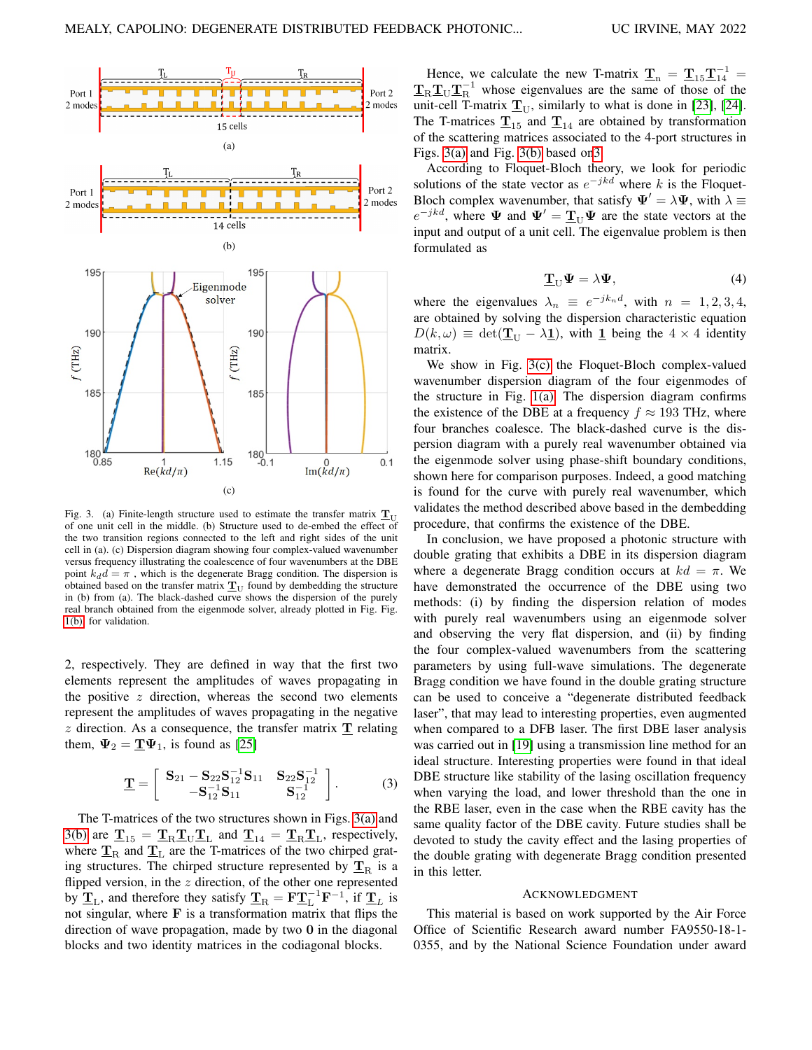T$_\mathrm{L}$

T$_\mathrm{U}$

T$_\mathrm{R}$

Port 1
2 modes

Port 2
2 modes

15 cells

(a)

T$_\mathrm{L}$

T$_\mathrm{R}$

Port 1
2 modes

Port 2
2 modes

14 cells

(b)

195
190
185
180
$f$ (THz)
0.85
1
1.15
Re($kd/\pi$)
Eigenmode solver

195
190
185
180
$f$ (THz)
-0.1
0
0.1
Im($kd/\pi$)

(c)

Fig. 3. (a) Finite-length structure used to estimate the transfer matrix $\underline{\mathbf{T}}_\mathrm{U}$ of one unit cell in the middle. (b) Structure used to de-embed the effect of the two transition regions connected to the left and right sides of the unit cell in (a). (c) Dispersion diagram showing four complex-valued wavenumber versus frequency illustrating the coalescence of four wavenumbers at the DBE point $k_d d = \pi$ , which is the degenerate Bragg condition. The dispersion is obtained based on the transfer matrix $\underline{\mathbf{T}}_\mathrm{U}$ found by dembedding the structure in (b) from (a). The black-dashed curve shows the dispersion of the purely real branch obtained from the eigenmode solver, already plotted in Fig. Fig. 1(b) for validation.

2, respectively. They are defined in way that the first two elements represent the amplitudes of waves propagating in the positive $z$ direction, whereas the second two elements represent the amplitudes of waves propagating in the negative $z$ direction. As a consequence, the transfer matrix $\underline{\mathbf{T}}$ relating them, $\mathbf{\Psi}_2 = \underline{\mathbf{T}}\mathbf{\Psi}_1$, is found as [25]

$$\underline{\mathbf{T}} = \begin{bmatrix} \mathbf{S}_{21} - \mathbf{S}_{22}\mathbf{S}_{12}^{-1}\mathbf{S}_{11} & \mathbf{S}_{22}\mathbf{S}_{12}^{-1} \\ -\mathbf{S}_{12}^{-1}\mathbf{S}_{11} & \mathbf{S}_{12}^{-1} \end{bmatrix}. \quad (3)$$

The T-matrices of the two structures shown in Figs. 3(a) and 3(b) are $\underline{\mathbf{T}}_{15} = \underline{\mathbf{T}}_\mathrm{R}\underline{\mathbf{T}}_\mathrm{U}\underline{\mathbf{T}}_\mathrm{L}$ and $\underline{\mathbf{T}}_{14} = \underline{\mathbf{T}}_\mathrm{R}\underline{\mathbf{T}}_\mathrm{L}$, respectively, where $\underline{\mathbf{T}}_\mathrm{R}$ and $\underline{\mathbf{T}}_\mathrm{L}$ are the T-matrices of the two chirped grating structures. The chirped structure represented by $\underline{\mathbf{T}}_\mathrm{R}$ is a flipped version, in the $z$ direction, of the other one represented by $\underline{\mathbf{T}}_\mathrm{L}$, and therefore they satisfy $\underline{\mathbf{T}}_\mathrm{R} = \mathbf{F}\underline{\mathbf{T}}_\mathrm{L}^{-1}\mathbf{F}^{-1}$, if $\underline{\mathbf{T}}_L$ is not singular, where $\mathbf{F}$ is a transformation matrix that flips the direction of wave propagation, made by two $\mathbf{0}$ in the diagonal blocks and two identity matrices in the codiagonal blocks.

Hence, we calculate the new T-matrix $\underline{\mathbf{T}}_\mathrm{n} = \underline{\mathbf{T}}_{15}\underline{\mathbf{T}}_{14}^{-1} = \underline{\mathbf{T}}_\mathrm{R}\underline{\mathbf{T}}_\mathrm{U}\underline{\mathbf{T}}_\mathrm{R}^{-1}$ whose eigenvalues are the same of those of the unit-cell T-matrix $\underline{\mathbf{T}}_\mathrm{U}$, similarly to what is done in [23], [24]. The T-matrices $\underline{\mathbf{T}}_{15}$ and $\underline{\mathbf{T}}_{14}$ are obtained by transformation of the scattering matrices associated to the 4-port structures in Figs. 3(a) and Fig. 3(b) based on 3.

According to Floquet-Bloch theory, we look for periodic solutions of the state vector as $e^{-jkd}$ where $k$ is the Floquet-Bloch complex wavenumber, that satisfy $\mathbf{\Psi}' = \lambda\mathbf{\Psi}$, with $\lambda \equiv e^{-jkd}$, where $\mathbf{\Psi}$ and $\mathbf{\Psi}' = \underline{\mathbf{T}}_\mathrm{U}\mathbf{\Psi}$ are the state vectors at the input and output of a unit cell. The eigenvalue problem is then formulated as

$$\underline{\mathbf{T}}_\mathrm{U}\mathbf{\Psi} = \lambda\mathbf{\Psi}, \quad (4)$$

where the eigenvalues $\lambda_n \equiv e^{-jk_n d}$, with $n = 1, 2, 3, 4$, are obtained by solving the dispersion characteristic equation $D(k, \omega) \equiv \det(\underline{\mathbf{T}}_\mathrm{U} - \lambda\underline{\mathbf{1}})$, with $\underline{\mathbf{1}}$ being the $4 \times 4$ identity matrix.

We show in Fig. 3(c) the Floquet-Bloch complex-valued wavenumber dispersion diagram of the four eigenmodes of the structure in Fig. 1(a). The dispersion diagram confirms the existence of the DBE at a frequency $f \approx 193$ THz, where four branches coalesce. The black-dashed curve is the dispersion diagram with a purely real wavenumber obtained via the eigenmode solver using phase-shift boundary conditions, shown here for comparison purposes. Indeed, a good matching is found for the curve with purely real wavenumber, which validates the method described above based in the dembedding procedure, that confirms the existence of the DBE.

In conclusion, we have proposed a photonic structure with double grating that exhibits a DBE in its dispersion diagram where a degenerate Bragg condition occurs at $kd = \pi$. We have demonstrated the occurrence of the DBE using two methods: (i) by finding the dispersion relation of modes with purely real wavenumbers using an eigenmode solver and observing the very flat dispersion, and (ii) by finding the four complex-valued wavenumbers from the scattering parameters by using full-wave simulations. The degenerate Bragg condition we have found in the double grating structure can be used to conceive a "degenerate distributed feedback laser", that may lead to interesting properties, even augmented when compared to a DFB laser. The first DBE laser analysis was carried out in [19] using a transmission line method for an ideal structure. Interesting properties were found in that ideal DBE structure like stability of the lasing oscillation frequency when varying the load, and lower threshold than the one in the RBE laser, even in the case when the RBE cavity has the same quality factor of the DBE cavity. Future studies shall be devoted to study the cavity effect and the lasing properties of the double grating with degenerate Bragg condition presented in this letter.

## Acknowledgment

This material is based on work supported by the Air Force Office of Scientific Research award number FA9550-18-1-0355, and by the National Science Foundation under award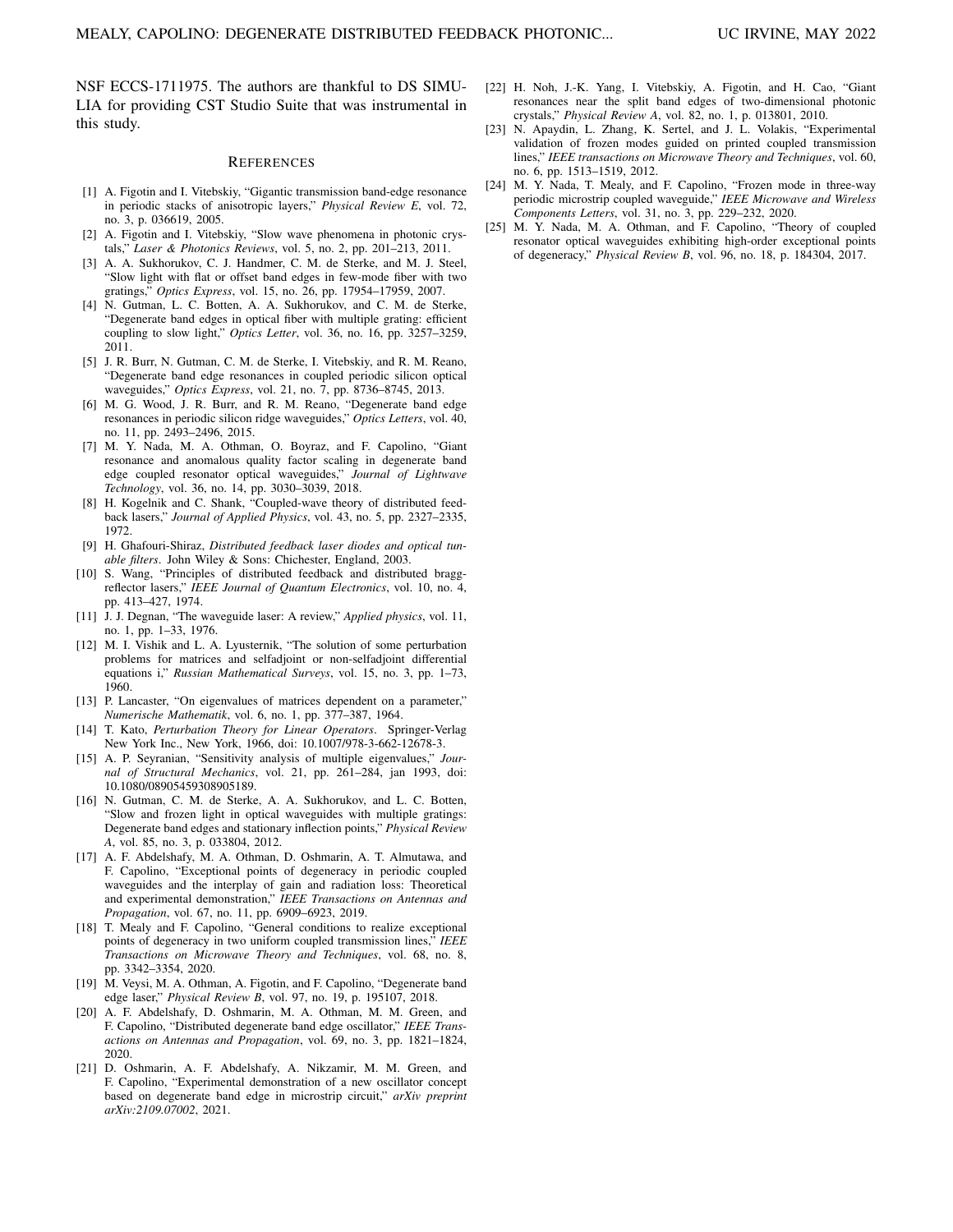NSF ECCS-1711975. The authors are thankful to DS SIMULIA for providing CST Studio Suite that was instrumental in this study.

## References

[1] A. Figotin and I. Vitebskiy, "Gigantic transmission band-edge resonance in periodic stacks of anisotropic layers," *Physical Review E*, vol. 72, no. 3, p. 036619, 2005.

[2] A. Figotin and I. Vitebskiy, "Slow wave phenomena in photonic crystals," *Laser & Photonics Reviews*, vol. 5, no. 2, pp. 201–213, 2011.

[3] A. A. Sukhorukov, C. J. Handmer, C. M. de Sterke, and M. J. Steel, "Slow light with flat or offset band edges in few-mode fiber with two gratings," *Optics Express*, vol. 15, no. 26, pp. 17954–17959, 2007.

[4] N. Gutman, L. C. Botten, A. A. Sukhorukov, and C. M. de Sterke, "Degenerate band edges in optical fiber with multiple grating: efficient coupling to slow light," *Optics Letter*, vol. 36, no. 16, pp. 3257–3259, 2011.

[5] J. R. Burr, N. Gutman, C. M. de Sterke, I. Vitebskiy, and R. M. Reano, "Degenerate band edge resonances in coupled periodic silicon optical waveguides," *Optics Express*, vol. 21, no. 7, pp. 8736–8745, 2013.

[6] M. G. Wood, J. R. Burr, and R. M. Reano, "Degenerate band edge resonances in periodic silicon ridge waveguides," *Optics Letters*, vol. 40, no. 11, pp. 2493–2496, 2015.

[7] M. Y. Nada, M. A. Othman, O. Boyraz, and F. Capolino, "Giant resonance and anomalous quality factor scaling in degenerate band edge coupled resonator optical waveguides," *Journal of Lightwave Technology*, vol. 36, no. 14, pp. 3030–3039, 2018.

[8] H. Kogelnik and C. Shank, "Coupled-wave theory of distributed feedback lasers," *Journal of Applied Physics*, vol. 43, no. 5, pp. 2327–2335, 1972.

[9] H. Ghafouri-Shiraz, *Distributed feedback laser diodes and optical tunable filters*. John Wiley & Sons: Chichester, England, 2003.

[10] S. Wang, "Principles of distributed feedback and distributed bragg-reflector lasers," *IEEE Journal of Quantum Electronics*, vol. 10, no. 4, pp. 413–427, 1974.

[11] J. J. Degnan, "The waveguide laser: A review," *Applied physics*, vol. 11, no. 1, pp. 1–33, 1976.

[12] M. I. Vishik and L. A. Lyusternik, "The solution of some perturbation problems for matrices and selfadjoint or non-selfadjoint differential equations i," *Russian Mathematical Surveys*, vol. 15, no. 3, pp. 1–73, 1960.

[13] P. Lancaster, "On eigenvalues of matrices dependent on a parameter," *Numerische Mathematik*, vol. 6, no. 1, pp. 377–387, 1964.

[14] T. Kato, *Perturbation Theory for Linear Operators*. Springer-Verlag New York Inc., New York, 1966, doi: 10.1007/978-3-662-12678-3.

[15] A. P. Seyranian, "Sensitivity analysis of multiple eigenvalues," *Journal of Structural Mechanics*, vol. 21, pp. 261–284, jan 1993, doi: 10.1080/08905459308905189.

[16] N. Gutman, C. M. de Sterke, A. A. Sukhorukov, and L. C. Botten, "Slow and frozen light in optical waveguides with multiple gratings: Degenerate band edges and stationary inflection points," *Physical Review A*, vol. 85, no. 3, p. 033804, 2012.

[17] A. F. Abdelshafy, M. A. Othman, D. Oshmarin, A. T. Almutawa, and F. Capolino, "Exceptional points of degeneracy in periodic coupled waveguides and the interplay of gain and radiation loss: Theoretical and experimental demonstration," *IEEE Transactions on Antennas and Propagation*, vol. 67, no. 11, pp. 6909–6923, 2019.

[18] T. Mealy and F. Capolino, "General conditions to realize exceptional points of degeneracy in two uniform coupled transmission lines," *IEEE Transactions on Microwave Theory and Techniques*, vol. 68, no. 8, pp. 3342–3354, 2020.

[19] M. Veysi, M. A. Othman, A. Figotin, and F. Capolino, "Degenerate band edge laser," *Physical Review B*, vol. 97, no. 19, p. 195107, 2018.

[20] A. F. Abdelshafy, D. Oshmarin, M. A. Othman, M. M. Green, and F. Capolino, "Distributed degenerate band edge oscillator," *IEEE Transactions on Antennas and Propagation*, vol. 69, no. 3, pp. 1821–1824, 2020.

[21] D. Oshmarin, A. F. Abdelshafy, A. Nikzamir, M. M. Green, and F. Capolino, "Experimental demonstration of a new oscillator concept based on degenerate band edge in microstrip circuit," *arXiv preprint arXiv:2109.07002*, 2021.

[22] H. Noh, J.-K. Yang, I. Vitebskiy, A. Figotin, and H. Cao, "Giant resonances near the split band edges of two-dimensional photonic crystals," *Physical Review A*, vol. 82, no. 1, p. 013801, 2010.

[23] N. Apaydin, L. Zhang, K. Sertel, and J. L. Volakis, "Experimental validation of frozen modes guided on printed coupled transmission lines," *IEEE transactions on Microwave Theory and Techniques*, vol. 60, no. 6, pp. 1513–1519, 2012.

[24] M. Y. Nada, T. Mealy, and F. Capolino, "Frozen mode in three-way periodic microstrip coupled waveguide," *IEEE Microwave and Wireless Components Letters*, vol. 31, no. 3, pp. 229–232, 2020.

[25] M. Y. Nada, M. A. Othman, and F. Capolino, "Theory of coupled resonator optical waveguides exhibiting high-order exceptional points of degeneracy," *Physical Review B*, vol. 96, no. 18, p. 184304, 2017.